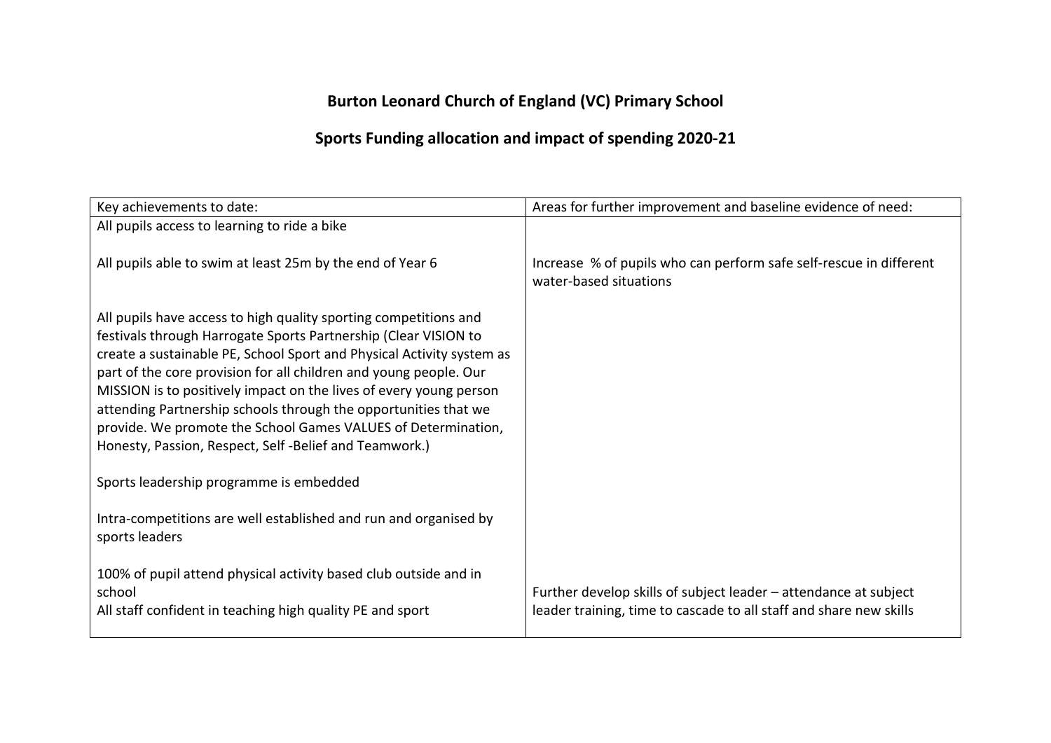# Burton Leonard Church of England (VC) Primary School

## Sports Funding allocation and impact of spending 2020-21

| Key achievements to date: | Areas for further improvement and baseline evidence of need: |
| --- | --- |
| All pupils access to learning to ride a bike | |
| All pupils able to swim at least 25m by the end of Year 6 | Increase % of pupils who can perform safe self-rescue in different water-based situations |
| All pupils have access to high quality sporting competitions and festivals through Harrogate Sports Partnership (Clear VISION to create a sustainable PE, School Sport and Physical Activity system as part of the core provision for all children and young people. Our MISSION is to positively impact on the lives of every young person attending Partnership schools through the opportunities that we provide. We promote the School Games VALUES of Determination, Honesty, Passion, Respect, Self -Belief and Teamwork.) | |
| Sports leadership programme is embedded | |
| Intra-competitions are well established and run and organised by sports leaders | |
| 100% of pupil attend physical activity based club outside and in school<br>All staff confident in teaching high quality PE and sport | Further develop skills of subject leader – attendance at subject leader training, time to cascade to all staff and share new skills |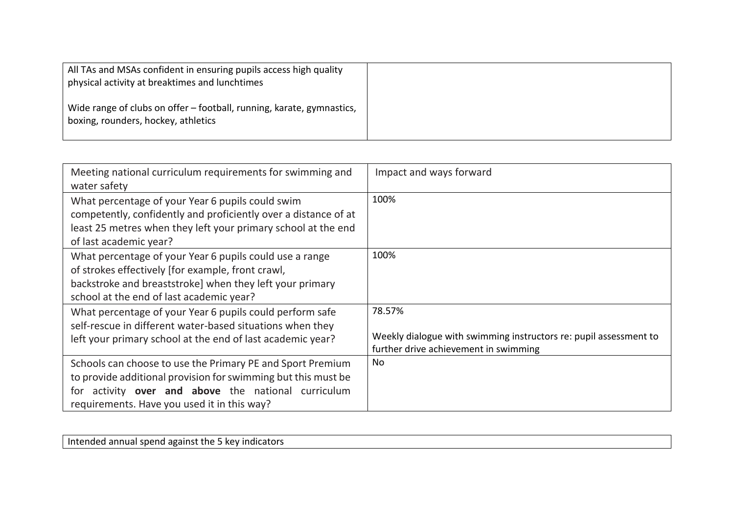| | |
|---|---|
| All TAs and MSAs confident in ensuring pupils access high quality physical activity at breaktimes and lunchtimes<br><br>Wide range of clubs on offer – football, running, karate, gymnastics, boxing, rounders, hockey, athletics | |

| Meeting national curriculum requirements for swimming and water safety | Impact and ways forward |
|---|---|
| What percentage of your Year 6 pupils could swim competently, confidently and proficiently over a distance of at least 25 metres when they left your primary school at the end of last academic year? | 100% |
| What percentage of your Year 6 pupils could use a range of strokes effectively [for example, front crawl, backstroke and breaststroke] when they left your primary school at the end of last academic year? | 100% |
| What percentage of your Year 6 pupils could perform safe self-rescue in different water-based situations when they left your primary school at the end of last academic year? | 78.57%<br><br>Weekly dialogue with swimming instructors re: pupil assessment to further drive achievement in swimming |
| Schools can choose to use the Primary PE and Sport Premium to provide additional provision for swimming but this must be for activity **over and above** the national curriculum requirements. Have you used it in this way? | No |

| Intended annual spend against the 5 key indicators |
|---|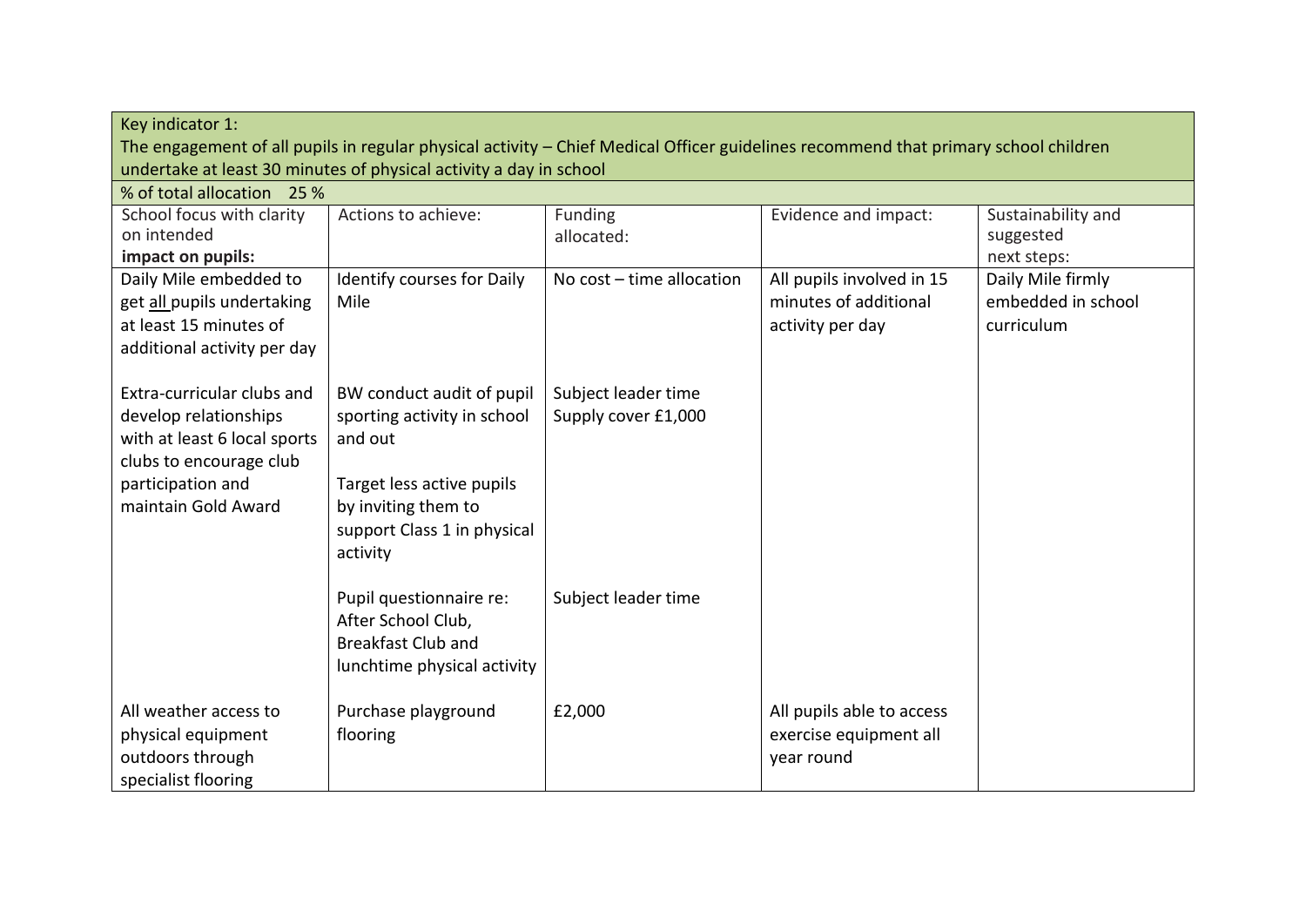| Key indicator 1: The engagement of all pupils in regular physical activity – Chief Medical Officer guidelines recommend that primary school children undertake at least 30 minutes of physical activity a day in school | | | | |
|---|---|---|---|---|
| % of total allocation 25 % | | | | |
| School focus with clarity on intended **impact on pupils:** | Actions to achieve: | Funding allocated: | Evidence and impact: | Sustainability and suggested next steps: |
| Daily Mile embedded to get all pupils undertaking at least 15 minutes of additional activity per day | Identify courses for Daily Mile | No cost – time allocation | All pupils involved in 15 minutes of additional activity per day | Daily Mile firmly embedded in school curriculum |
| Extra-curricular clubs and develop relationships with at least 6 local sports clubs to encourage club participation and maintain Gold Award | BW conduct audit of pupil sporting activity in school and out<br><br>Target less active pupils by inviting them to support Class 1 in physical activity | Subject leader time<br>Supply cover £1,000 | | |
| | Pupil questionnaire re: After School Club, Breakfast Club and lunchtime physical activity | Subject leader time | | |
| All weather access to physical equipment outdoors through specialist flooring | Purchase playground flooring | £2,000 | All pupils able to access exercise equipment all year round | |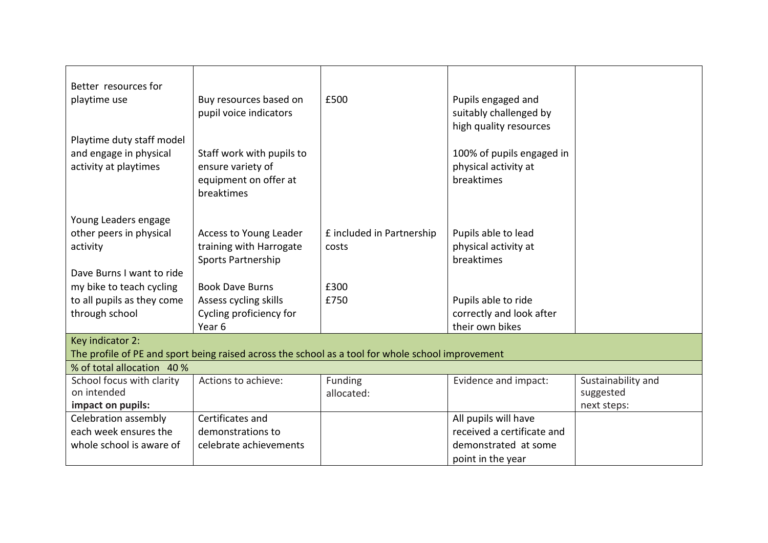| | | | | |
|---|---|---|---|---|
| Better resources for playtime use | Buy resources based on pupil voice indicators | £500 | Pupils engaged and suitably challenged by high quality resources | |
| Playtime duty staff model and engage in physical activity at playtimes | Staff work with pupils to ensure variety of equipment on offer at breaktimes | | 100% of pupils engaged in physical activity at breaktimes | |
| Young Leaders engage other peers in physical activity | Access to Young Leader training with Harrogate Sports Partnership | £ included in Partnership costs | Pupils able to lead physical activity at breaktimes | |
| Dave Burns I want to ride my bike to teach cycling to all pupils as they come through school | Book Dave Burns<br>Assess cycling skills<br>Cycling proficiency for Year 6 | £300<br>£750 | Pupils able to ride correctly and look after their own bikes | |

| Key indicator 2: The profile of PE and sport being raised across the school as a tool for whole school improvement | | | | |
|---|---|---|---|---|
| % of total allocation 40 % | | | | |
| School focus with clarity on intended **impact on pupils:** | Actions to achieve: | Funding allocated: | Evidence and impact: | Sustainability and suggested next steps: |
| Celebration assembly each week ensures the whole school is aware of | Certificates and demonstrations to celebrate achievements | | All pupils will have received a certificate and demonstrated at some point in the year | |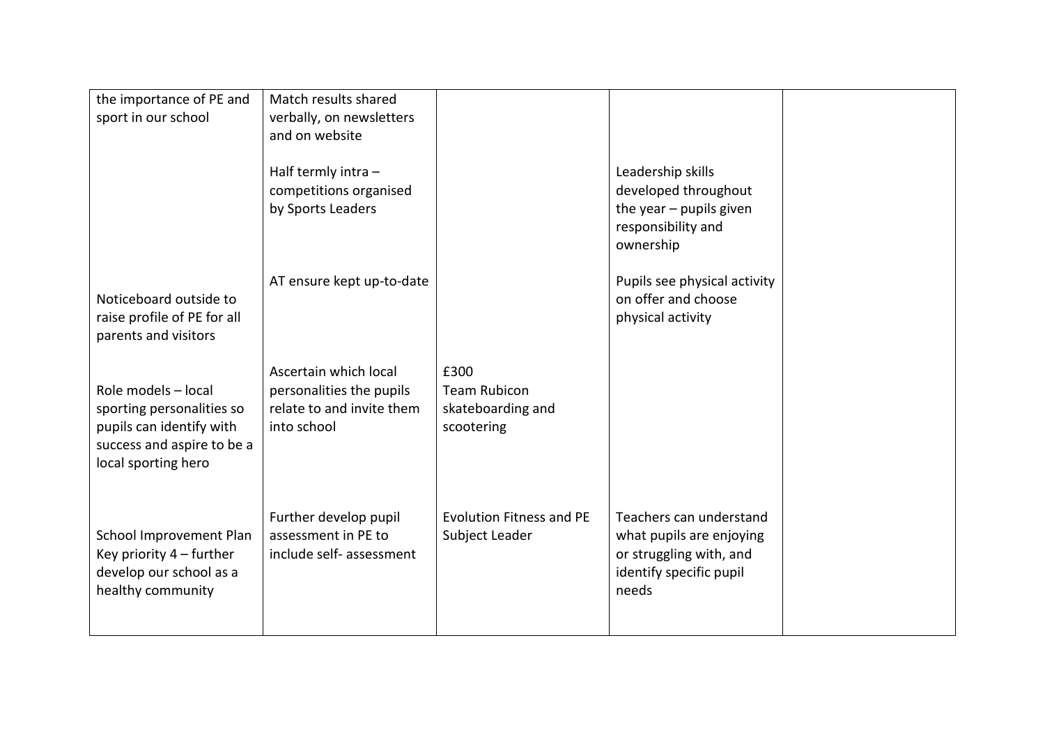| | | | | |
|---|---|---|---|---|
| the importance of PE and sport in our school | Match results shared verbally, on newsletters and on website | | | |
| | Half termly intra – competitions organised by Sports Leaders | | Leadership skills developed throughout the year – pupils given responsibility and ownership | |
| Noticeboard outside to raise profile of PE for all parents and visitors | AT ensure kept up-to-date | | Pupils see physical activity on offer and choose physical activity | |
| Role models – local sporting personalities so pupils can identify with success and aspire to be a local sporting hero | Ascertain which local personalities the pupils relate to and invite them into school | £300 Team Rubicon skateboarding and scootering | | |
| School Improvement Plan Key priority 4 – further develop our school as a healthy community | Further develop pupil assessment in PE to include self- assessment | Evolution Fitness and PE Subject Leader | Teachers can understand what pupils are enjoying or struggling with, and identify specific pupil needs | |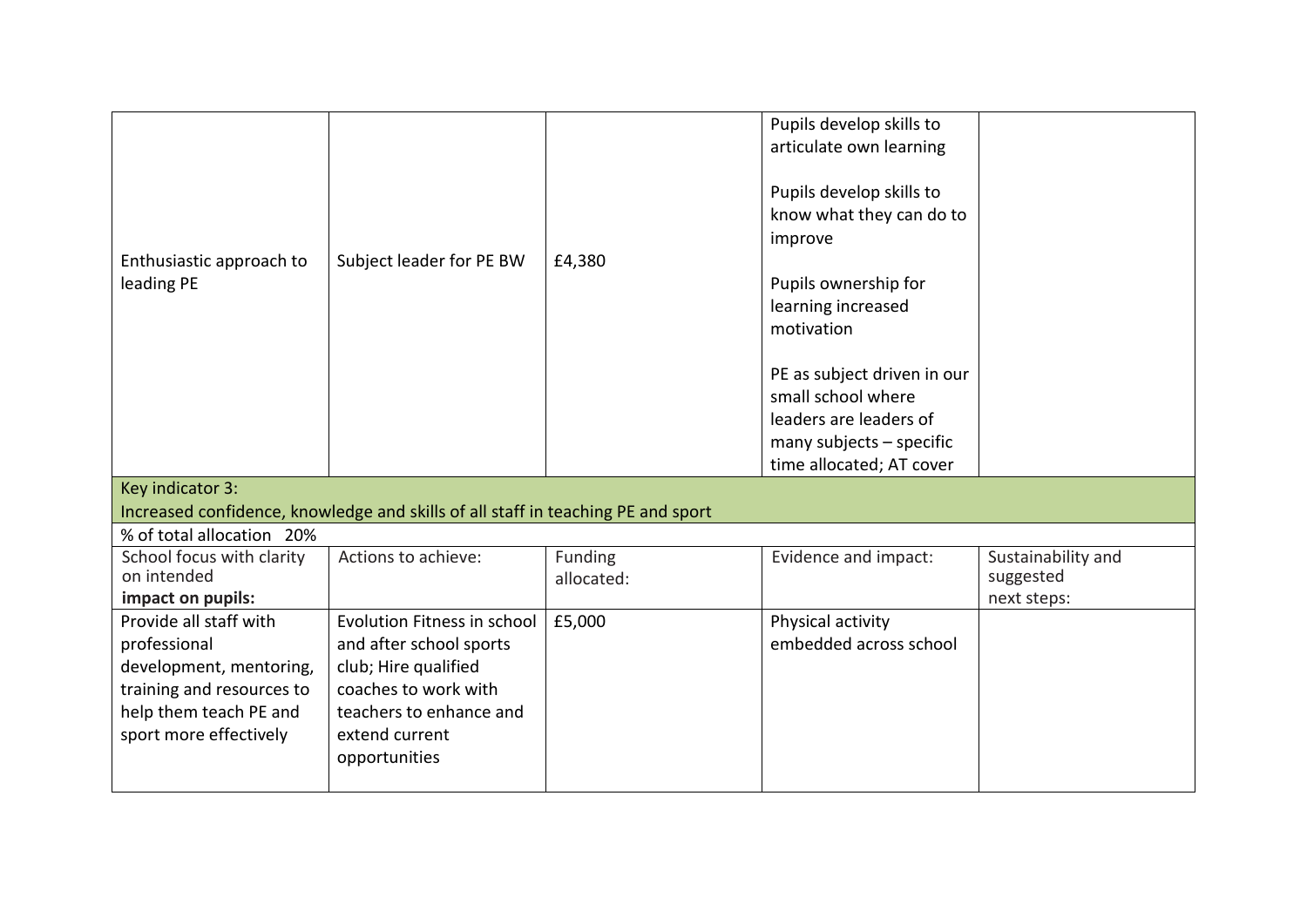| | | | | |
|---|---|---|---|---|
| Enthusiastic approach to leading PE | Subject leader for PE BW | £4,380 | Pupils develop skills to articulate own learning<br><br>Pupils develop skills to know what they can do to improve<br><br>Pupils ownership for learning increased motivation<br><br>PE as subject driven in our small school where leaders are leaders of many subjects – specific time allocated; AT cover | |

| Key indicator 3: Increased confidence, knowledge and skills of all staff in teaching PE and sport | | | | |
|---|---|---|---|---|
| % of total allocation 20% | | | | |
| School focus with clarity on intended **impact on pupils:** | Actions to achieve: | Funding allocated: | Evidence and impact: | Sustainability and suggested next steps: |
| Provide all staff with professional development, mentoring, training and resources to help them teach PE and sport more effectively | Evolution Fitness in school and after school sports club; Hire qualified coaches to work with teachers to enhance and extend current opportunities | £5,000 | Physical activity embedded across school | |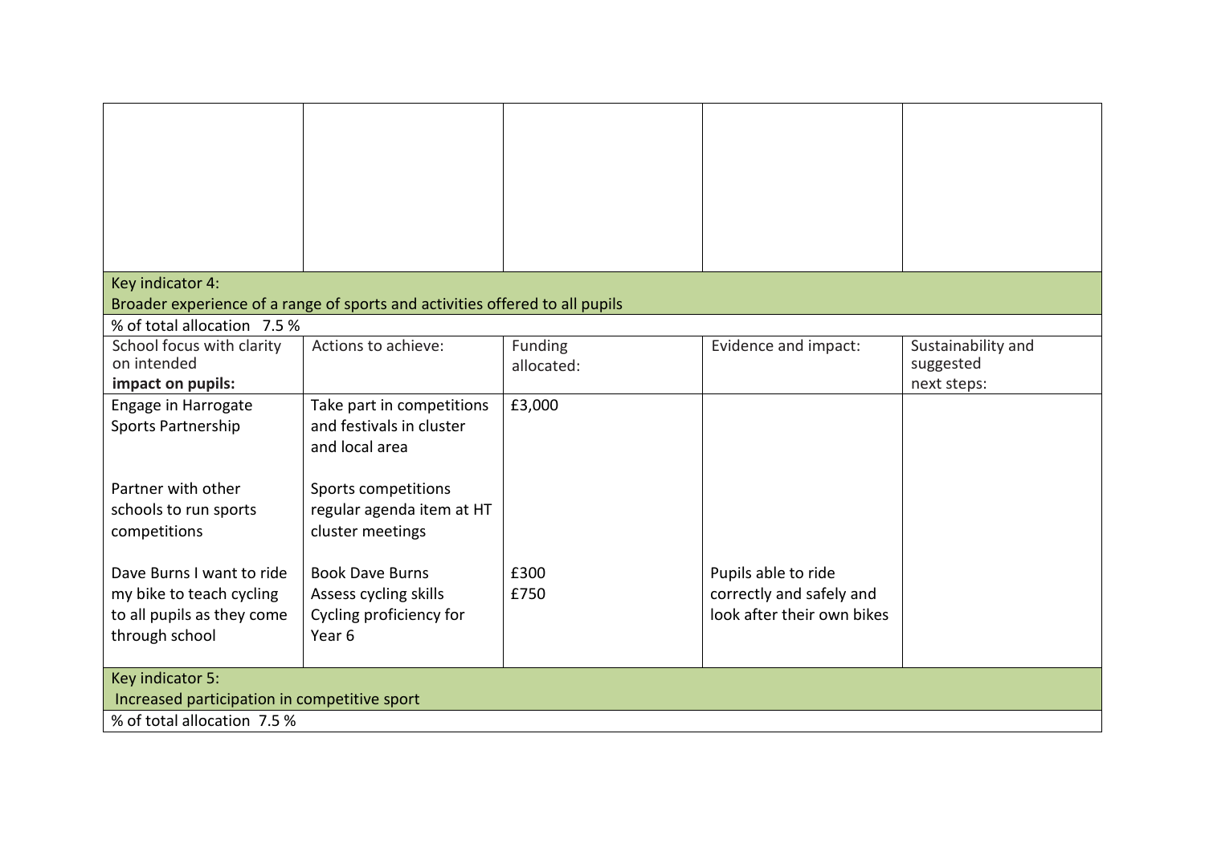| | | | | |
|---|---|---|---|---|
| | | | | |

| Key indicator 4: Broader experience of a range of sports and activities offered to all pupils | | | | |
|---|---|---|---|---|
| % of total allocation 7.5 % | | | | |
| School focus with clarity on intended **impact on pupils:** | Actions to achieve: | Funding allocated: | Evidence and impact: | Sustainability and suggested next steps: |
| Engage in Harrogate Sports Partnership | Take part in competitions and festivals in cluster and local area | £3,000 | | |
| Partner with other schools to run sports competitions | Sports competitions regular agenda item at HT cluster meetings | | | |
| Dave Burns I want to ride my bike to teach cycling to all pupils as they come through school | Book Dave Burns<br>Assess cycling skills<br>Cycling proficiency for Year 6 | £300<br>£750 | Pupils able to ride correctly and safely and look after their own bikes | |

| Key indicator 5: Increased participation in competitive sport |
|---|
| % of total allocation 7.5 % |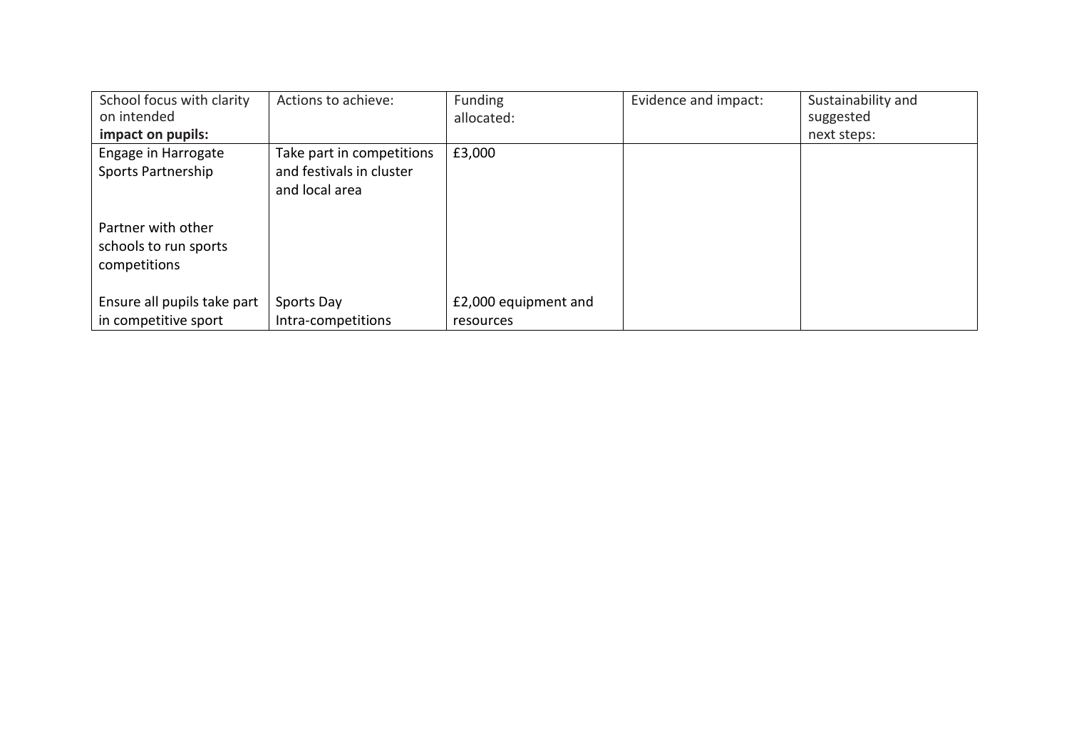| School focus with clarity on intended **impact on pupils:** | Actions to achieve: | Funding allocated: | Evidence and impact: | Sustainability and suggested next steps: |
|---|---|---|---|---|
| Engage in Harrogate Sports Partnership<br><br>Partner with other schools to run sports competitions | Take part in competitions and festivals in cluster and local area | £3,000 | | |
| Ensure all pupils take part in competitive sport | Sports Day<br>Intra-competitions | £2,000 equipment and resources | | |